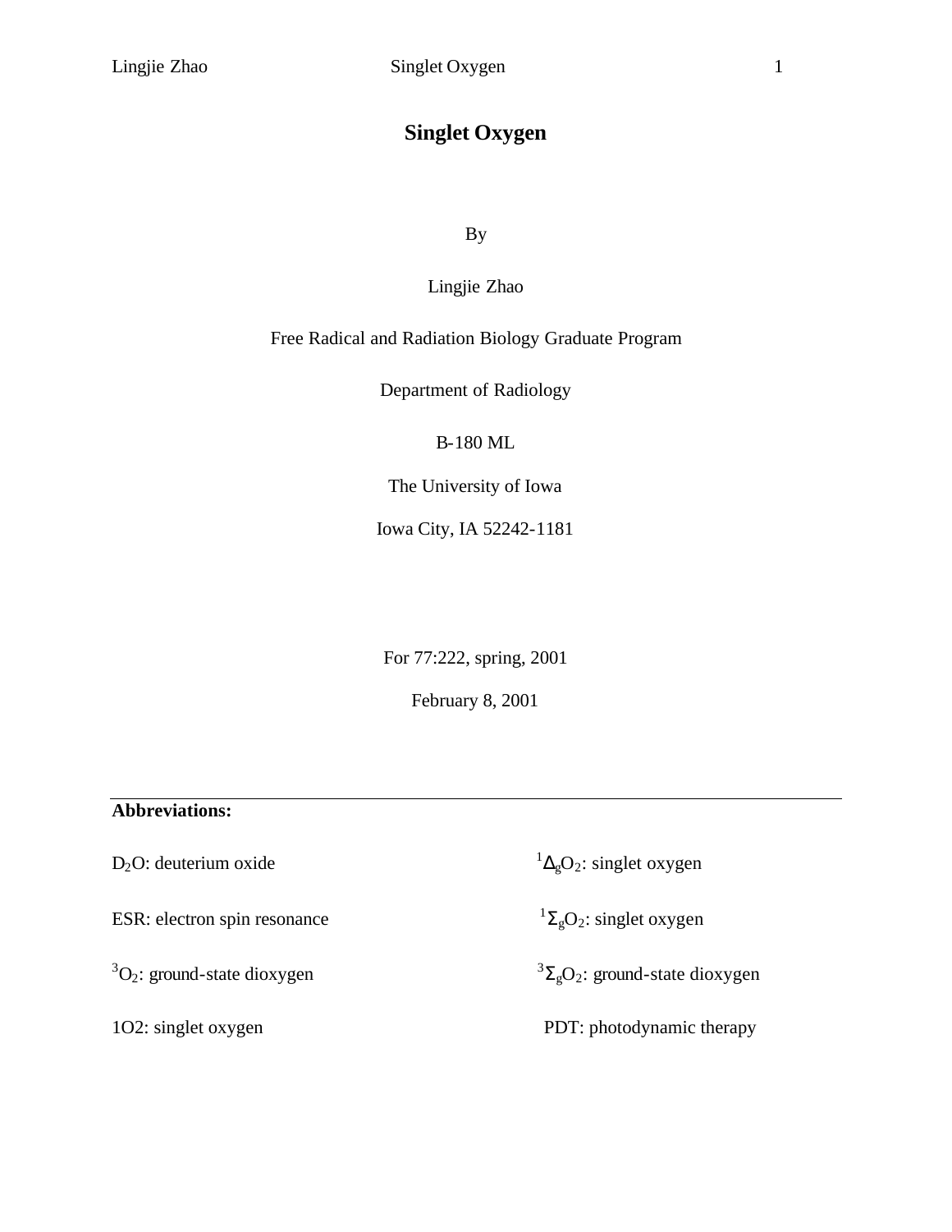# Singlet Oxygen

By

Lingjie Zhao

Free Radical and Radiation Biology Graduate Program

Department of Radiology

B-180 ML

The University of Iowa

Iowa City, IA 52242-1181

For 77:222, spring, 2001

February 8, 2001

---

**Abbreviations:**

$D_2O$: deuterium oxide

ESR: electron spin resonance

$^3O_2$: ground-state dioxygen

1O2: singlet oxygen

$^1\Delta_gO_2$: singlet oxygen

$^1\Sigma_gO_2$: singlet oxygen

$^3\Sigma_gO_2$: ground-state dioxygen

PDT: photodynamic therapy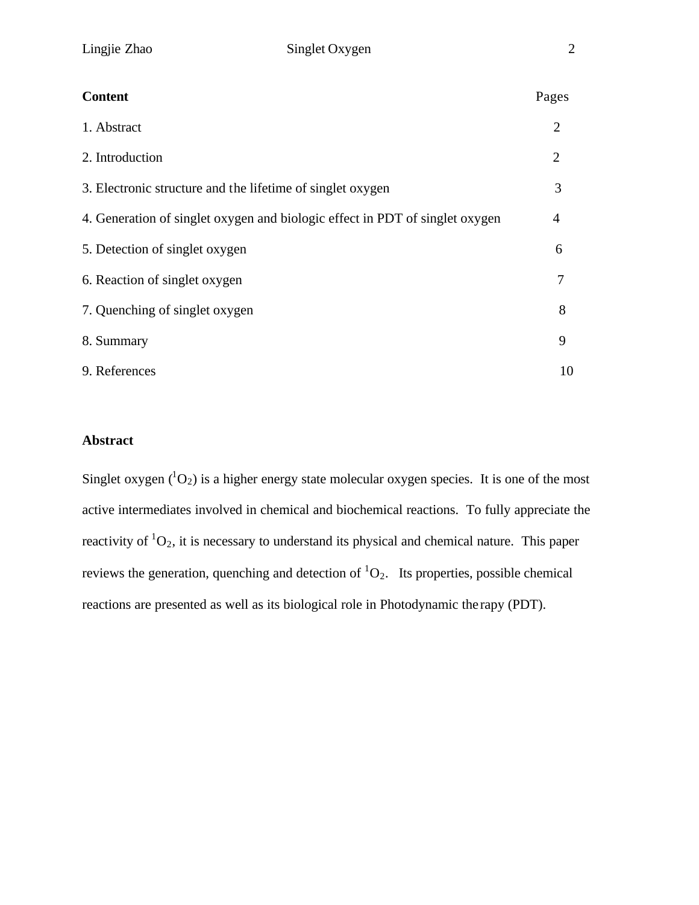| **Content** | Pages |
|---|---|
| 1. Abstract | 2 |
| 2. Introduction | 2 |
| 3. Electronic structure and the lifetime of singlet oxygen | 3 |
| 4. Generation of singlet oxygen and biologic effect in PDT of singlet oxygen | 4 |
| 5. Detection of singlet oxygen | 6 |
| 6. Reaction of singlet oxygen | 7 |
| 7. Quenching of singlet oxygen | 8 |
| 8. Summary | 9 |
| 9. References | 10 |

## Abstract

Singlet oxygen ($^1O_2$) is a higher energy state molecular oxygen species. It is one of the most active intermediates involved in chemical and biochemical reactions. To fully appreciate the reactivity of $^1O_2$, it is necessary to understand its physical and chemical nature. This paper reviews the generation, quenching and detection of $^1O_2$. Its properties, possible chemical reactions are presented as well as its biological role in Photodynamic therapy (PDT).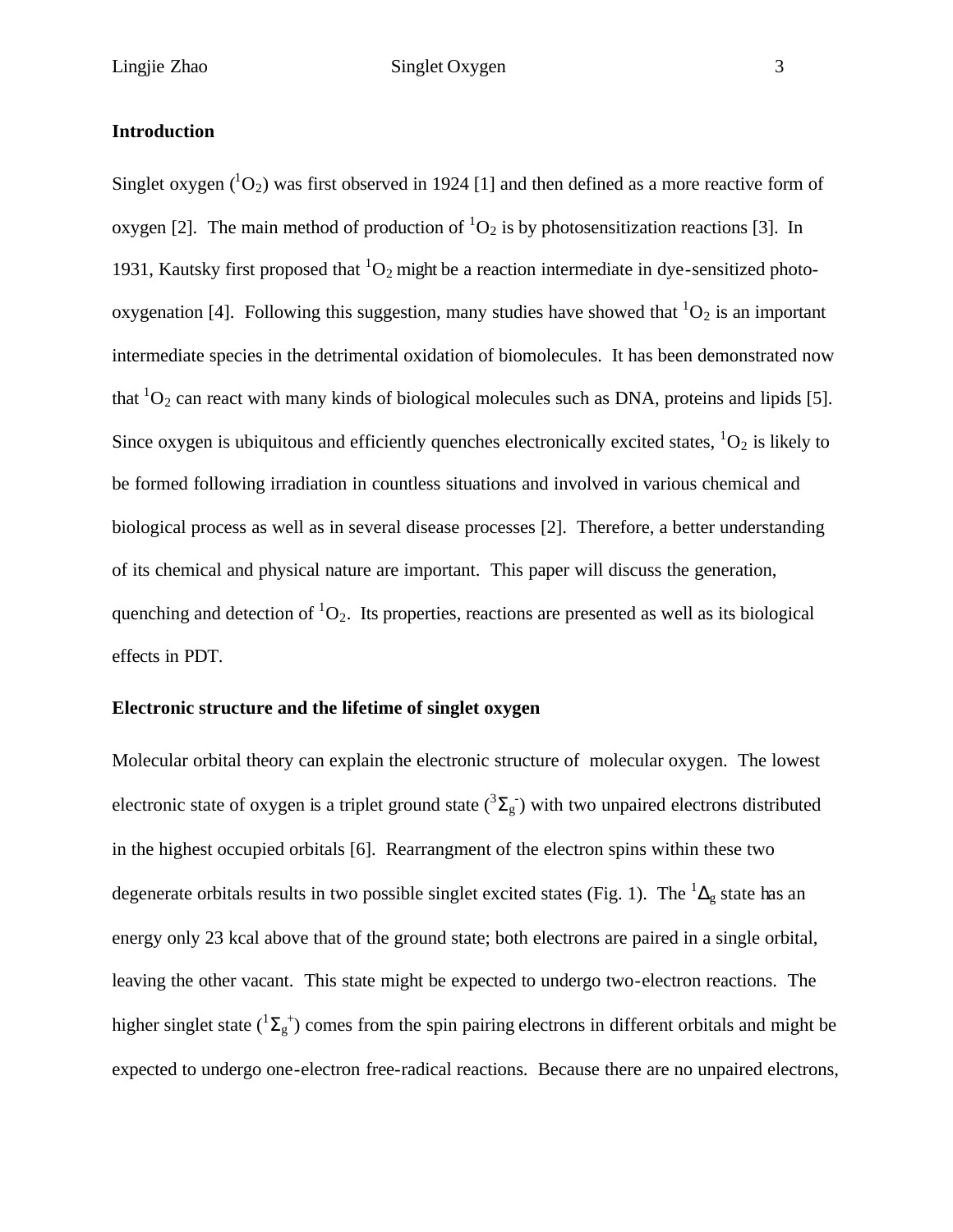**Introduction**

Singlet oxygen ($^1O_2$) was first observed in 1924 [1] and then defined as a more reactive form of oxygen [2]. The main method of production of $^1O_2$ is by photosensitization reactions [3]. In 1931, Kautsky first proposed that $^1O_2$ might be a reaction intermediate in dye-sensitized photo-oxygenation [4]. Following this suggestion, many studies have showed that $^1O_2$ is an important intermediate species in the detrimental oxidation of biomolecules. It has been demonstrated now that $^1O_2$ can react with many kinds of biological molecules such as DNA, proteins and lipids [5]. Since oxygen is ubiquitous and efficiently quenches electronically excited states, $^1O_2$ is likely to be formed following irradiation in countless situations and involved in various chemical and biological process as well as in several disease processes [2]. Therefore, a better understanding of its chemical and physical nature are important. This paper will discuss the generation, quenching and detection of $^1O_2$. Its properties, reactions are presented as well as its biological effects in PDT.

**Electronic structure and the lifetime of singlet oxygen**

Molecular orbital theory can explain the electronic structure of molecular oxygen. The lowest electronic state of oxygen is a triplet ground state ($^3\Sigma_g^-$) with two unpaired electrons distributed in the highest occupied orbitals [6]. Rearrangment of the electron spins within these two degenerate orbitals results in two possible singlet excited states (Fig. 1). The $^1\Delta_g$ state has an energy only 23 kcal above that of the ground state; both electrons are paired in a single orbital, leaving the other vacant. This state might be expected to undergo two-electron reactions. The higher singlet state ($^1\Sigma_g^+$) comes from the spin pairing electrons in different orbitals and might be expected to undergo one-electron free-radical reactions. Because there are no unpaired electrons,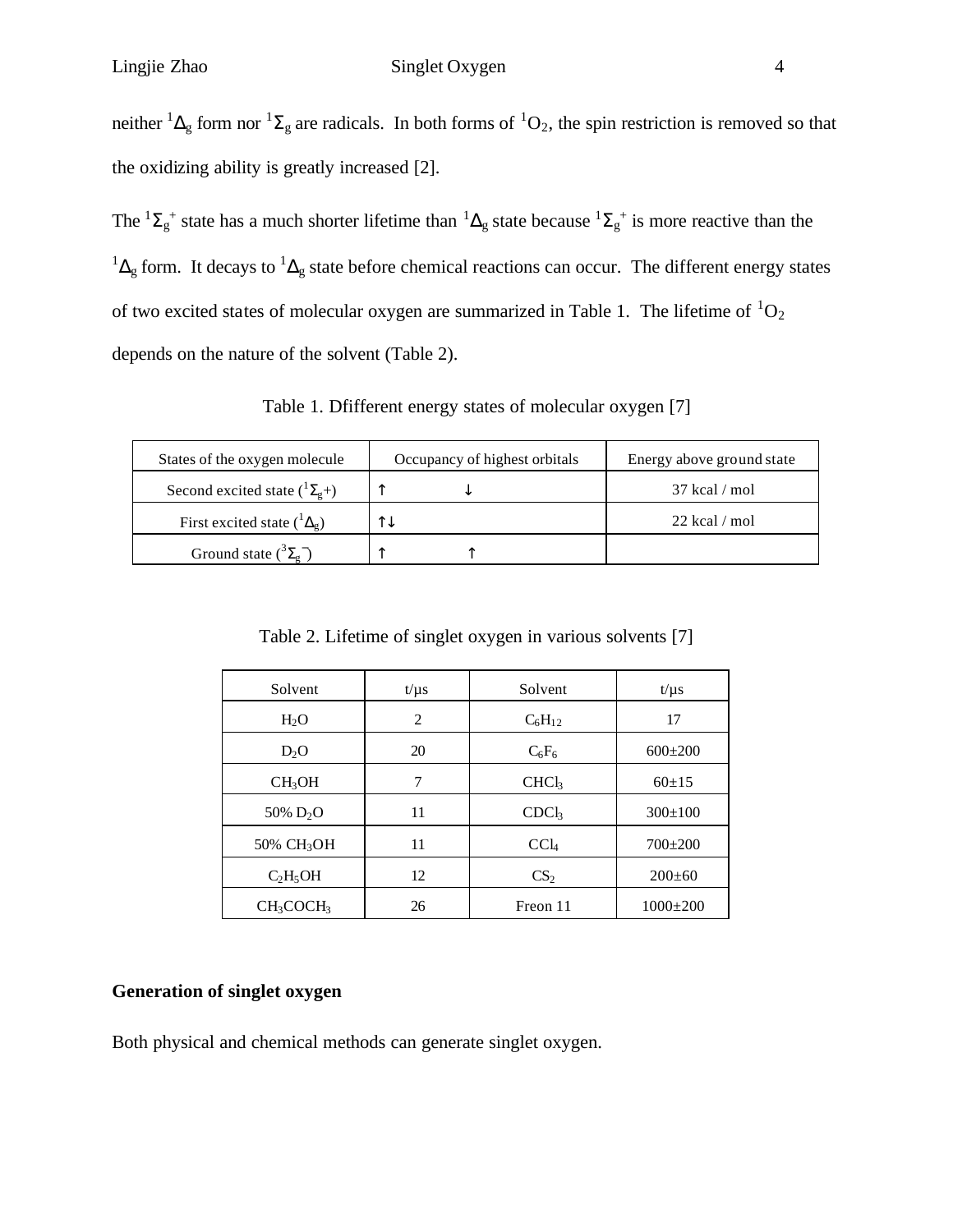neither $^1\Delta_g$ form nor $^1\Sigma_g$ are radicals. In both forms of $^1O_2$, the spin restriction is removed so that the oxidizing ability is greatly increased [2].

The $^1\Sigma_g^+$ state has a much shorter lifetime than $^1\Delta_g$ state because $^1\Sigma_g^+$ is more reactive than the $^1\Delta_g$ form. It decays to $^1\Delta_g$ state before chemical reactions can occur. The different energy states of two excited states of molecular oxygen are summarized in Table 1. The lifetime of $^1O_2$ depends on the nature of the solvent (Table 2).

Table 1. Dfifferent energy states of molecular oxygen [7]

| States of the oxygen molecule | Occupancy of highest orbitals | Energy above ground state |
|---|---|---|
| Second excited state ($^1\Sigma_g$+) | ↑ ↓ | 37 kcal / mol |
| First excited state ($^1\Delta_g$) | ↑↓ | 22 kcal / mol |
| Ground state ($^3\Sigma_g^-$) | ↑ ↑ | |

Table 2. Lifetime of singlet oxygen in various solvents [7]

| Solvent | t/μs | Solvent | t/μs |
|---|---|---|---|
| $H_2O$ | 2 | $C_6H_{12}$ | 17 |
| $D_2O$ | 20 | $C_6F_6$ | 600±200 |
| $CH_3OH$ | 7 | $CHCl_3$ | 60±15 |
| 50% $D_2O$ | 11 | $CDCl_3$ | 300±100 |
| 50% $CH_3OH$ | 11 | $CCl_4$ | 700±200 |
| $C_2H_5OH$ | 12 | $CS_2$ | 200±60 |
| $CH_3COCH_3$ | 26 | Freon 11 | 1000±200 |

**Generation of singlet oxygen**

Both physical and chemical methods can generate singlet oxygen.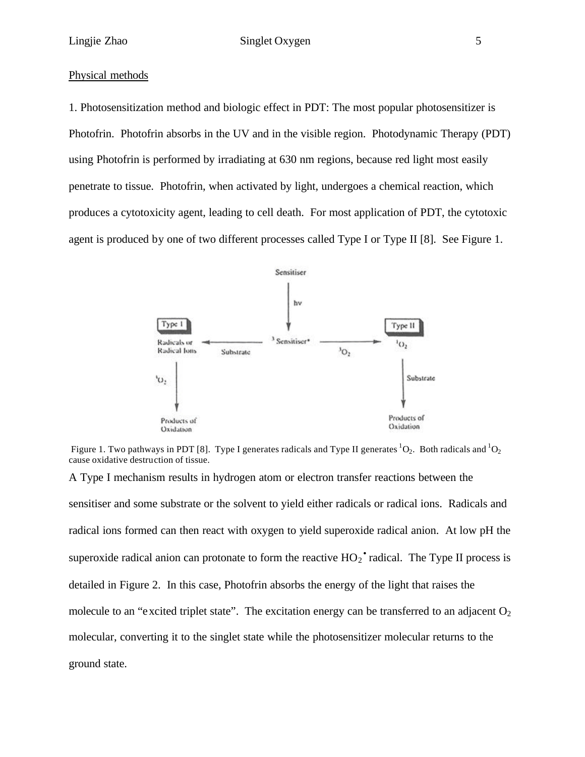Physical methods

1. Photosensitization method and biologic effect in PDT: The most popular photosensitizer is Photofrin. Photofrin absorbs in the UV and in the visible region. Photodynamic Therapy (PDT) using Photofrin is performed by irradiating at 630 nm regions, because red light most easily penetrate to tissue. Photofrin, when activated by light, undergoes a chemical reaction, which produces a cytotoxicity agent, leading to cell death. For most application of PDT, the cytotoxic agent is produced by one of two different processes called Type I or Type II [8]. See Figure 1.

Figure 1. Two pathways in PDT [8]. Type I generates radicals and Type II generates $^1O_2$. Both radicals and $^1O_2$ cause oxidative destruction of tissue.

A Type I mechanism results in hydrogen atom or electron transfer reactions between the sensitiser and some substrate or the solvent to yield either radicals or radical ions. Radicals and radical ions formed can then react with oxygen to yield superoxide radical anion. At low pH the superoxide radical anion can protonate to form the reactive $HO_2^{\bullet}$ radical. The Type II process is detailed in Figure 2. In this case, Photofrin absorbs the energy of the light that raises the molecule to an "excited triplet state". The excitation energy can be transferred to an adjacent $O_2$ molecular, converting it to the singlet state while the photosensitizer molecular returns to the ground state.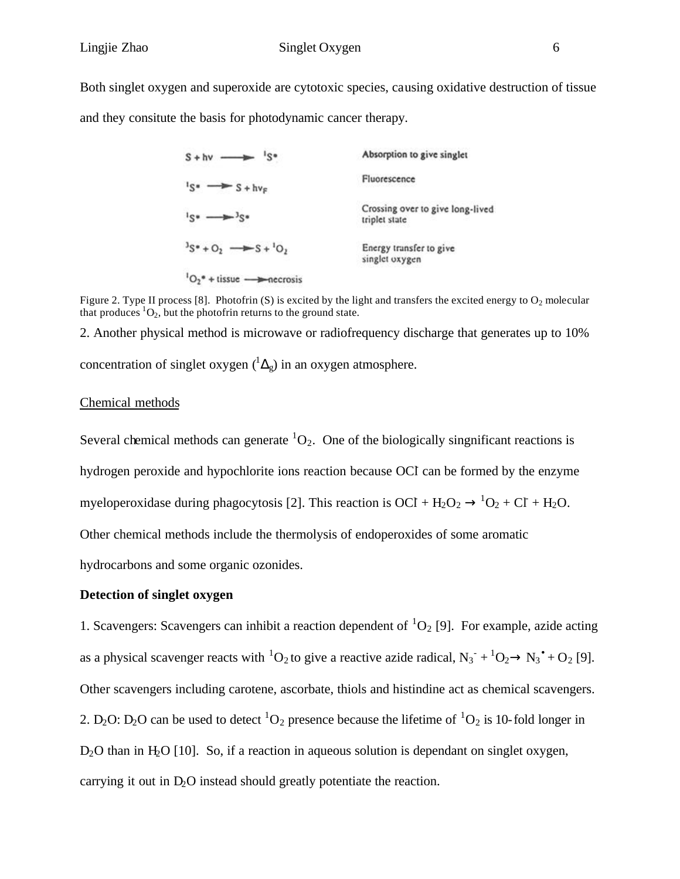Both singlet oxygen and superoxide are cytotoxic species, causing oxidative destruction of tissue and they consitute the basis for photodynamic cancer therapy.

| | |
|---|---|
| $S + h\nu \longrightarrow {}^1S^*$ | Absorption to give singlet |
| ${}^1S^* \longrightarrow S + h\nu_F$ | Fluorescence |
| ${}^1S^* \longrightarrow {}^3S^*$ | Crossing over to give long-lived triplet state |
| ${}^3S^* + O_2 \longrightarrow S + {}^1O_2$ | Energy transfer to give singlet oxygen |
| ${}^1O_2^* + \text{tissue} \longrightarrow \text{necrosis}$ | |

Figure 2. Type II process [8]. Photofrin (S) is excited by the light and transfers the excited energy to $O_2$ molecular that produces ${}^1O_2$, but the photofrin returns to the ground state.

2. Another physical method is microwave or radiofrequency discharge that generates up to 10% concentration of singlet oxygen (${}^1\Delta_g$) in an oxygen atmosphere.

<u>Chemical methods</u>

Several chemical methods can generate ${}^1O_2$. One of the biologically singnificant reactions is hydrogen peroxide and hypochlorite ions reaction because $OCl^-$ can be formed by the enzyme myeloperoxidase during phagocytosis [2]. This reaction is $OCl^- + H_2O_2 \rightarrow {}^1O_2 + Cl^- + H_2O$. Other chemical methods include the thermolysis of endoperoxides of some aromatic hydrocarbons and some organic ozonides.

**Detection of singlet oxygen**

1. Scavengers: Scavengers can inhibit a reaction dependent of ${}^1O_2$ [9]. For example, azide acting as a physical scavenger reacts with ${}^1O_2$ to give a reactive azide radical, $N_3^- + {}^1O_2 \rightarrow N_3^\bullet + O_2$ [9]. Other scavengers including carotene, ascorbate, thiols and histindine act as chemical scavengers.

2. $D_2O$: $D_2O$ can be used to detect ${}^1O_2$ presence because the lifetime of ${}^1O_2$ is 10-fold longer in $D_2O$ than in $H_2O$ [10]. So, if a reaction in aqueous solution is dependant on singlet oxygen, carrying it out in $D_2O$ instead should greatly potentiate the reaction.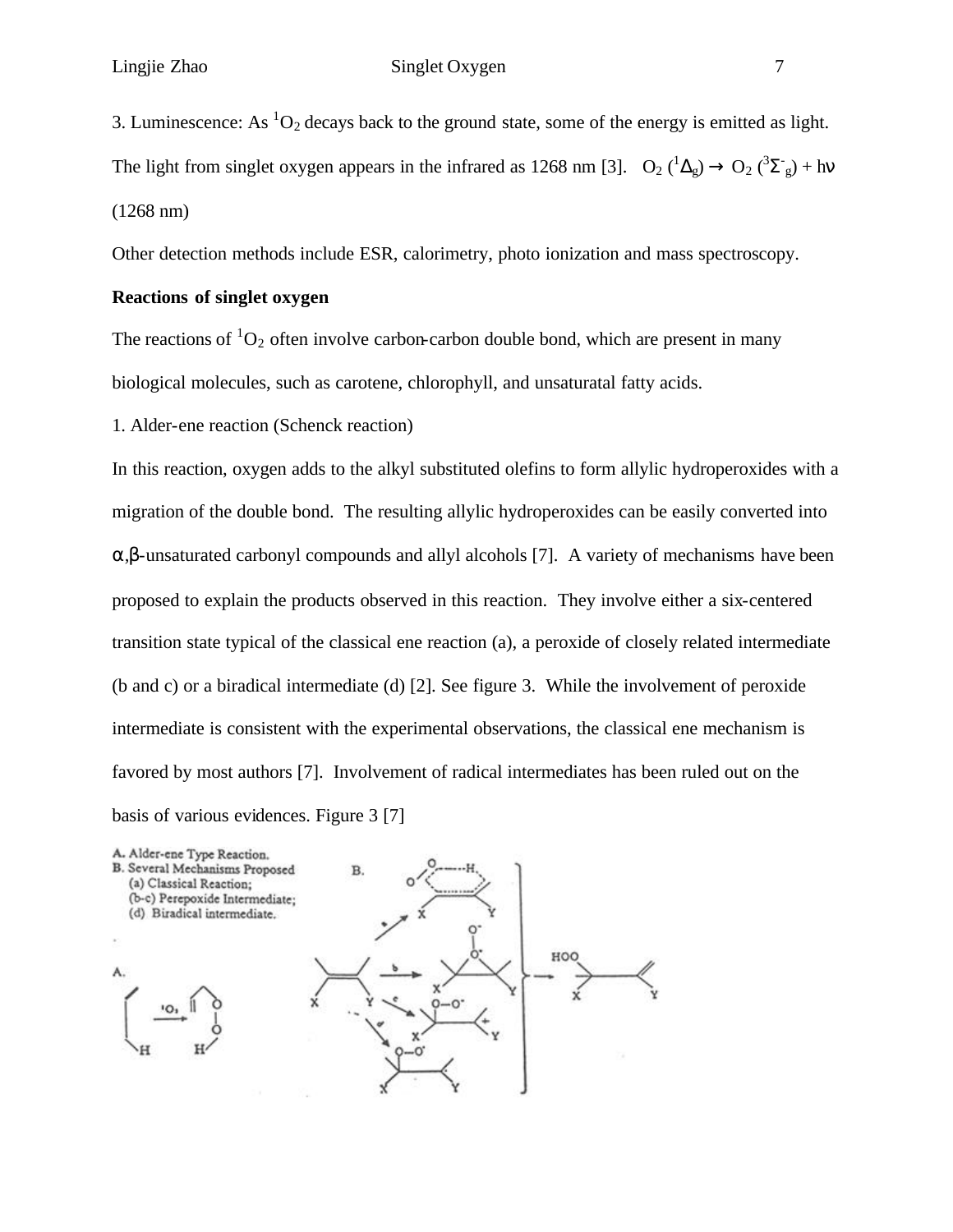3. Luminescence: As $^1O_2$ decays back to the ground state, some of the energy is emitted as light. The light from singlet oxygen appears in the infrared as 1268 nm [3]. $O_2\ (^1\Delta_g) \rightarrow O_2\ (^3\Sigma^-_g) + h\nu$ (1268 nm)

Other detection methods include ESR, calorimetry, photo ionization and mass spectroscopy.

**Reactions of singlet oxygen**

The reactions of $^1O_2$ often involve carbon-carbon double bond, which are present in many biological molecules, such as carotene, chlorophyll, and unsaturatal fatty acids.

1. Alder-ene reaction (Schenck reaction)

In this reaction, oxygen adds to the alkyl substituted olefins to form allylic hydroperoxides with a migration of the double bond. The resulting allylic hydroperoxides can be easily converted into $\alpha,\beta$-unsaturated carbonyl compounds and allyl alcohols [7]. A variety of mechanisms have been proposed to explain the products observed in this reaction. They involve either a six-centered transition state typical of the classical ene reaction (a), a peroxide of closely related intermediate (b and c) or a biradical intermediate (d) [2]. See figure 3. While the involvement of peroxide intermediate is consistent with the experimental observations, the classical ene mechanism is favored by most authors [7]. Involvement of radical intermediates has been ruled out on the basis of various evidences. Figure 3 [7]

A. Alder-ene Type Reaction.
B. Several Mechanisms Proposed
(a) Classical Reaction;
(b-c) Perepoxide Intermediate;
(d) Biradical intermediate.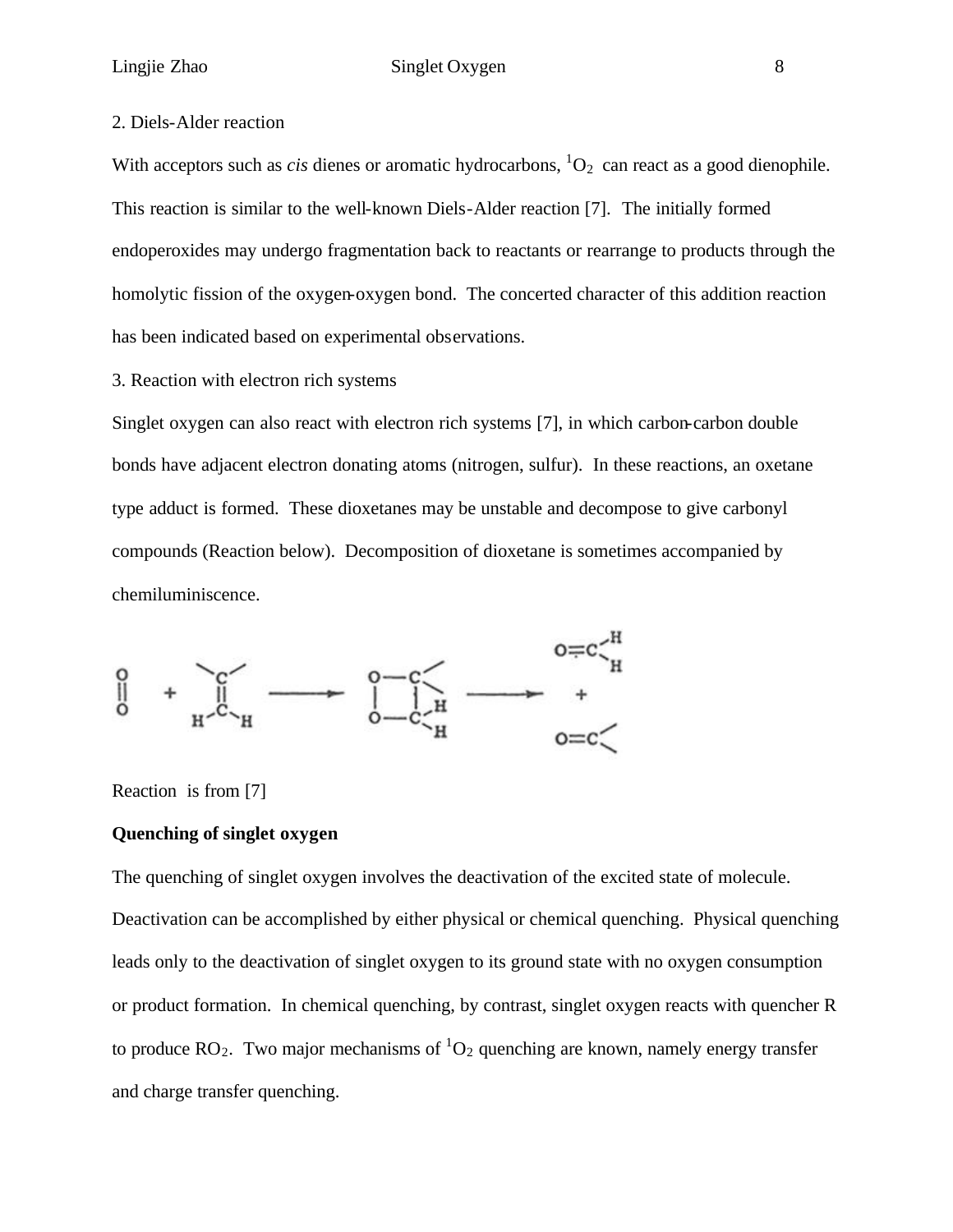2. Diels-Alder reaction

With acceptors such as *cis* dienes or aromatic hydrocarbons, $^1O_2$ can react as a good dienophile. This reaction is similar to the well-known Diels-Alder reaction [7]. The initially formed endoperoxides may undergo fragmentation back to reactants or rearrange to products through the homolytic fission of the oxygen-oxygen bond. The concerted character of this addition reaction has been indicated based on experimental observations.

3. Reaction with electron rich systems

Singlet oxygen can also react with electron rich systems [7], in which carbon-carbon double bonds have adjacent electron donating atoms (nitrogen, sulfur). In these reactions, an oxetane type adduct is formed. These dioxetanes may be unstable and decompose to give carbonyl compounds (Reaction below). Decomposition of dioxetane is sometimes accompanied by chemiluminiscence.

Reaction is from [7]

**Quenching of singlet oxygen**

The quenching of singlet oxygen involves the deactivation of the excited state of molecule. Deactivation can be accomplished by either physical or chemical quenching. Physical quenching leads only to the deactivation of singlet oxygen to its ground state with no oxygen consumption or product formation. In chemical quenching, by contrast, singlet oxygen reacts with quencher R to produce $RO_2$. Two major mechanisms of $^1O_2$ quenching are known, namely energy transfer and charge transfer quenching.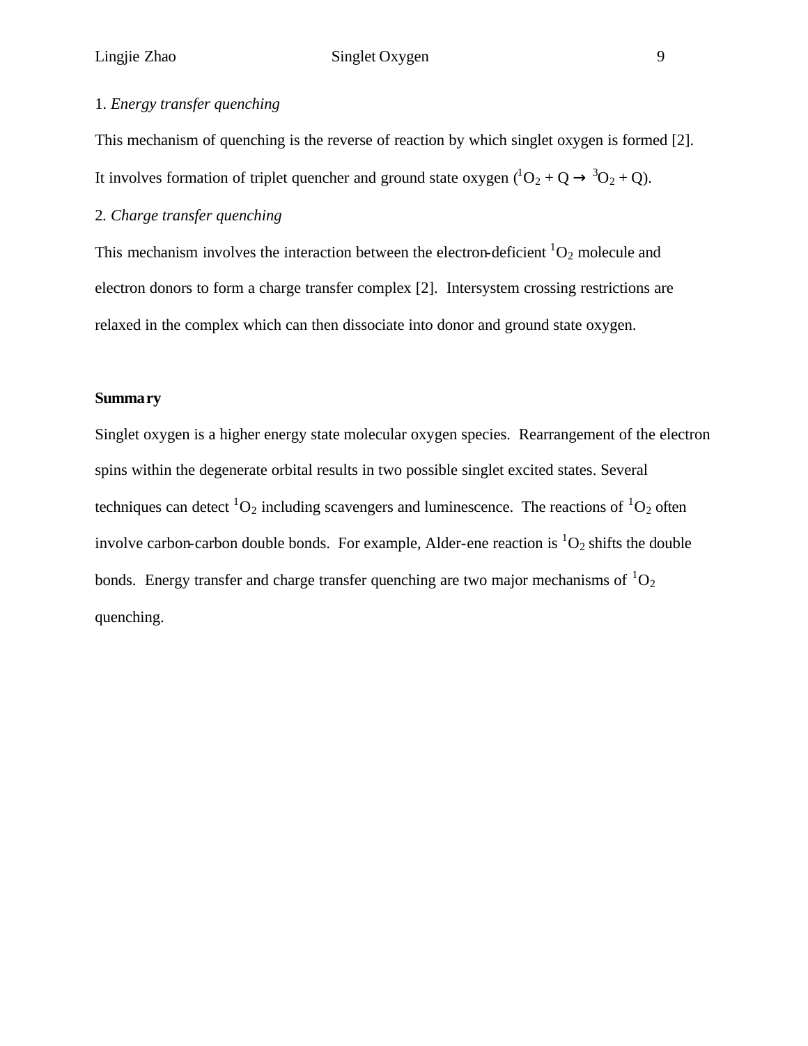1. *Energy transfer quenching*

This mechanism of quenching is the reverse of reaction by which singlet oxygen is formed [2]. It involves formation of triplet quencher and ground state oxygen ($^1O_2 + Q \rightarrow {}^3O_2 + Q$).

2. *Charge transfer quenching*

This mechanism involves the interaction between the electron-deficient $^1O_2$ molecule and electron donors to form a charge transfer complex [2]. Intersystem crossing restrictions are relaxed in the complex which can then dissociate into donor and ground state oxygen.

**Summary**

Singlet oxygen is a higher energy state molecular oxygen species. Rearrangement of the electron spins within the degenerate orbital results in two possible singlet excited states. Several techniques can detect $^1O_2$ including scavengers and luminescence. The reactions of $^1O_2$ often involve carbon-carbon double bonds. For example, Alder-ene reaction is $^1O_2$ shifts the double bonds. Energy transfer and charge transfer quenching are two major mechanisms of $^1O_2$ quenching.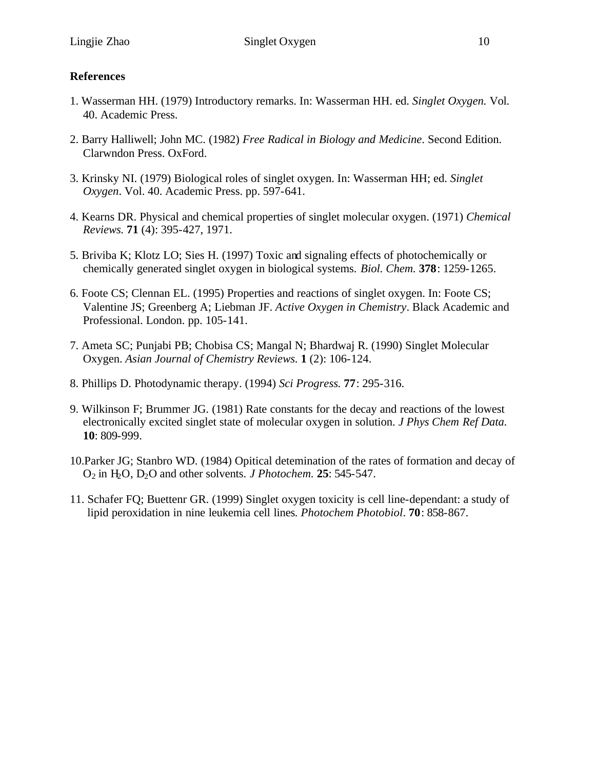**References**

1. Wasserman HH. (1979) Introductory remarks. In: Wasserman HH. ed. *Singlet Oxygen.* Vol. 40. Academic Press.

2. Barry Halliwell; John MC. (1982) *Free Radical in Biology and Medicine*. Second Edition. Clarwndon Press. OxFord.

3. Krinsky NI. (1979) Biological roles of singlet oxygen. In: Wasserman HH; ed. *Singlet Oxygen*. Vol. 40. Academic Press. pp. 597-641.

4. Kearns DR. Physical and chemical properties of singlet molecular oxygen. (1971) *Chemical Reviews.* **71** (4): 395-427, 1971.

5. Briviba K; Klotz LO; Sies H. (1997) Toxic and signaling effects of photochemically or chemically generated singlet oxygen in biological systems. *Biol. Chem.* **378**: 1259-1265.

6. Foote CS; Clennan EL. (1995) Properties and reactions of singlet oxygen. In: Foote CS; Valentine JS; Greenberg A; Liebman JF. *Active Oxygen in Chemistry*. Black Academic and Professional. London. pp. 105-141.

7. Ameta SC; Punjabi PB; Chobisa CS; Mangal N; Bhardwaj R. (1990) Singlet Molecular Oxygen. *Asian Journal of Chemistry Reviews.* **1** (2): 106-124.

8. Phillips D. Photodynamic therapy. (1994) *Sci Progress.* **77**: 295-316.

9. Wilkinson F; Brummer JG. (1981) Rate constants for the decay and reactions of the lowest electronically excited singlet state of molecular oxygen in solution. *J Phys Chem Ref Data.* **10**: 809-999.

10. Parker JG; Stanbro WD. (1984) Opitical detemination of the rates of formation and decay of $O_2$ in $H_2O$, $D_2O$ and other solvents. *J Photochem.* **25**: 545-547.

11. Schafer FQ; Buettenr GR. (1999) Singlet oxygen toxicity is cell line-dependant: a study of lipid peroxidation in nine leukemia cell lines. *Photochem Photobiol*. **70**: 858-867.